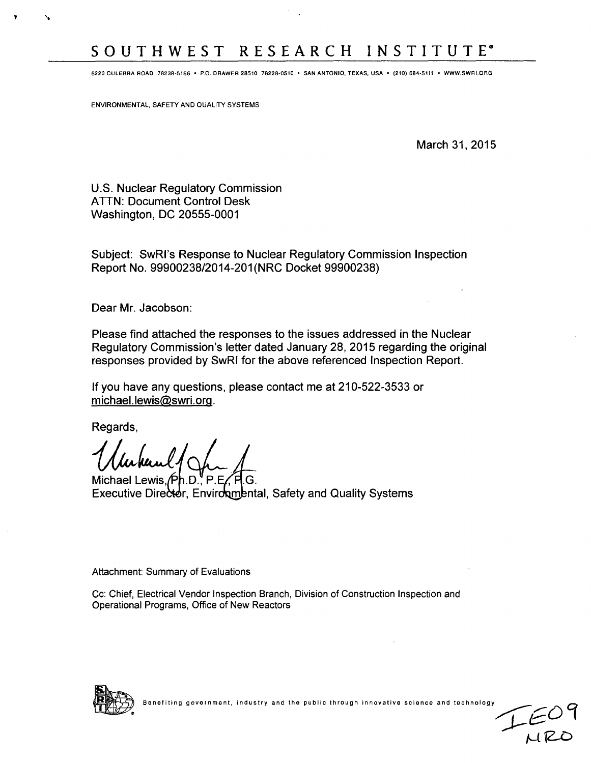# SOUTHWEST RESEARCH INSTITUTE®

6220 CULEBRA ROAD 78238-5166 • P.O. DRAWER 28510 78228-0510 • SAN ANTONIO, TEXAS, USA • (210) 684-5111 • WWW.SWRI.ORG

ENVIRONMENTAL, SAFETY AND QUALITY SYSTEMS

March 31, 2015

U.S. Nuclear Regulatory Commission
ATTN: Document Control Desk
Washington, DC 20555-0001

Subject: SwRI's Response to Nuclear Regulatory Commission Inspection Report No. 99900238/2014-201(NRC Docket 99900238)

Dear Mr. Jacobson:

Please find attached the responses to the issues addressed in the Nuclear Regulatory Commission's letter dated January 28, 2015 regarding the original responses provided by SwRI for the above referenced Inspection Report.

If you have any questions, please contact me at 210-522-3533 or michael.lewis@swri.org.

Regards,

Michael Lewis, Ph.D., P.E., P.G.
Executive Director, Environmental, Safety and Quality Systems

Attachment: Summary of Evaluations

Cc: Chief, Electrical Vendor Inspection Branch, Division of Construction Inspection and Operational Programs, Office of New Reactors

Benefiting government, industry and the public through innovative science and technology

IE09
NRO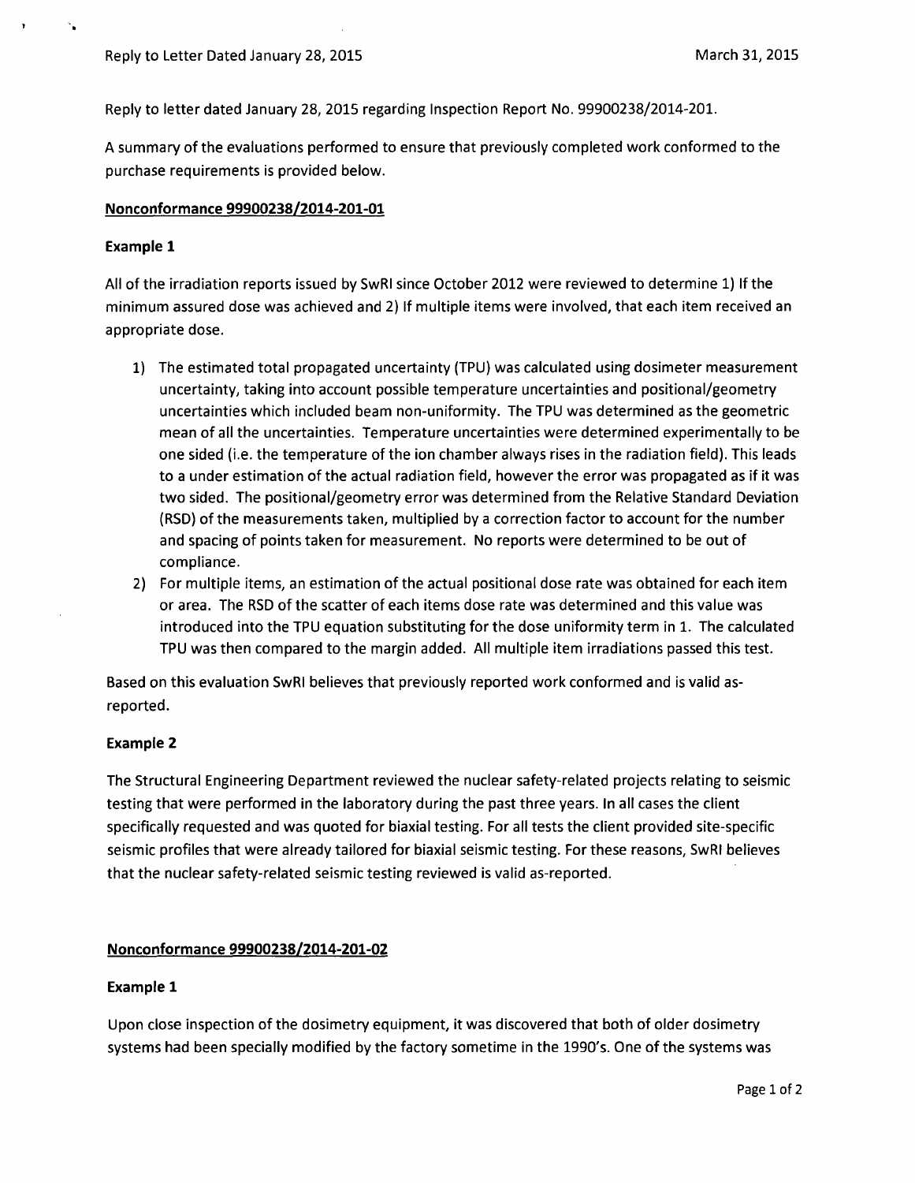Reply to Letter Dated January 28, 2015 March 31, 2015

Reply to letter dated January 28, 2015 regarding Inspection Report No. 99900238/2014-201.

A summary of the evaluations performed to ensure that previously completed work conformed to the purchase requirements is provided below.

**Nonconformance 99900238/2014-201-01**

**Example 1**

All of the irradiation reports issued by SwRI since October 2012 were reviewed to determine 1) If the minimum assured dose was achieved and 2) If multiple items were involved, that each item received an appropriate dose.

1) The estimated total propagated uncertainty (TPU) was calculated using dosimeter measurement uncertainty, taking into account possible temperature uncertainties and positional/geometry uncertainties which included beam non-uniformity. The TPU was determined as the geometric mean of all the uncertainties. Temperature uncertainties were determined experimentally to be one sided (i.e. the temperature of the ion chamber always rises in the radiation field). This leads to a under estimation of the actual radiation field, however the error was propagated as if it was two sided. The positional/geometry error was determined from the Relative Standard Deviation (RSD) of the measurements taken, multiplied by a correction factor to account for the number and spacing of points taken for measurement. No reports were determined to be out of compliance.
2) For multiple items, an estimation of the actual positional dose rate was obtained for each item or area. The RSD of the scatter of each items dose rate was determined and this value was introduced into the TPU equation substituting for the dose uniformity term in 1. The calculated TPU was then compared to the margin added. All multiple item irradiations passed this test.

Based on this evaluation SwRI believes that previously reported work conformed and is valid as-reported.

**Example 2**

The Structural Engineering Department reviewed the nuclear safety-related projects relating to seismic testing that were performed in the laboratory during the past three years. In all cases the client specifically requested and was quoted for biaxial testing. For all tests the client provided site-specific seismic profiles that were already tailored for biaxial seismic testing. For these reasons, SwRI believes that the nuclear safety-related seismic testing reviewed is valid as-reported.

**Nonconformance 99900238/2014-201-02**

**Example 1**

Upon close inspection of the dosimetry equipment, it was discovered that both of older dosimetry systems had been specially modified by the factory sometime in the 1990's. One of the systems was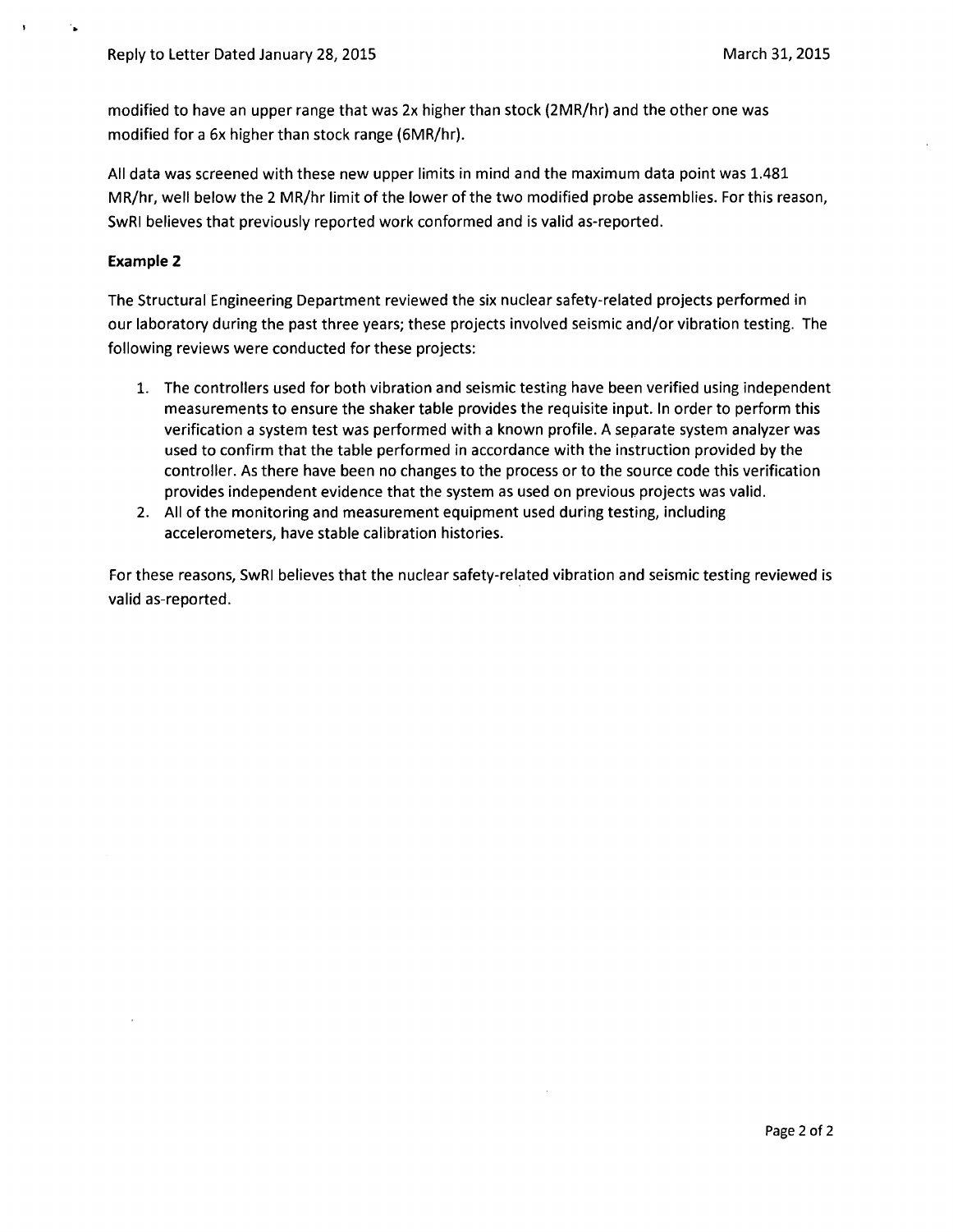modified to have an upper range that was 2x higher than stock (2MR/hr) and the other one was modified for a 6x higher than stock range (6MR/hr).

All data was screened with these new upper limits in mind and the maximum data point was 1.481 MR/hr, well below the 2 MR/hr limit of the lower of the two modified probe assemblies. For this reason, SwRI believes that previously reported work conformed and is valid as-reported.

**Example 2**

The Structural Engineering Department reviewed the six nuclear safety-related projects performed in our laboratory during the past three years; these projects involved seismic and/or vibration testing. The following reviews were conducted for these projects:

1. The controllers used for both vibration and seismic testing have been verified using independent measurements to ensure the shaker table provides the requisite input. In order to perform this verification a system test was performed with a known profile. A separate system analyzer was used to confirm that the table performed in accordance with the instruction provided by the controller. As there have been no changes to the process or to the source code this verification provides independent evidence that the system as used on previous projects was valid.
2. All of the monitoring and measurement equipment used during testing, including accelerometers, have stable calibration histories.

For these reasons, SwRI believes that the nuclear safety-related vibration and seismic testing reviewed is valid as-reported.